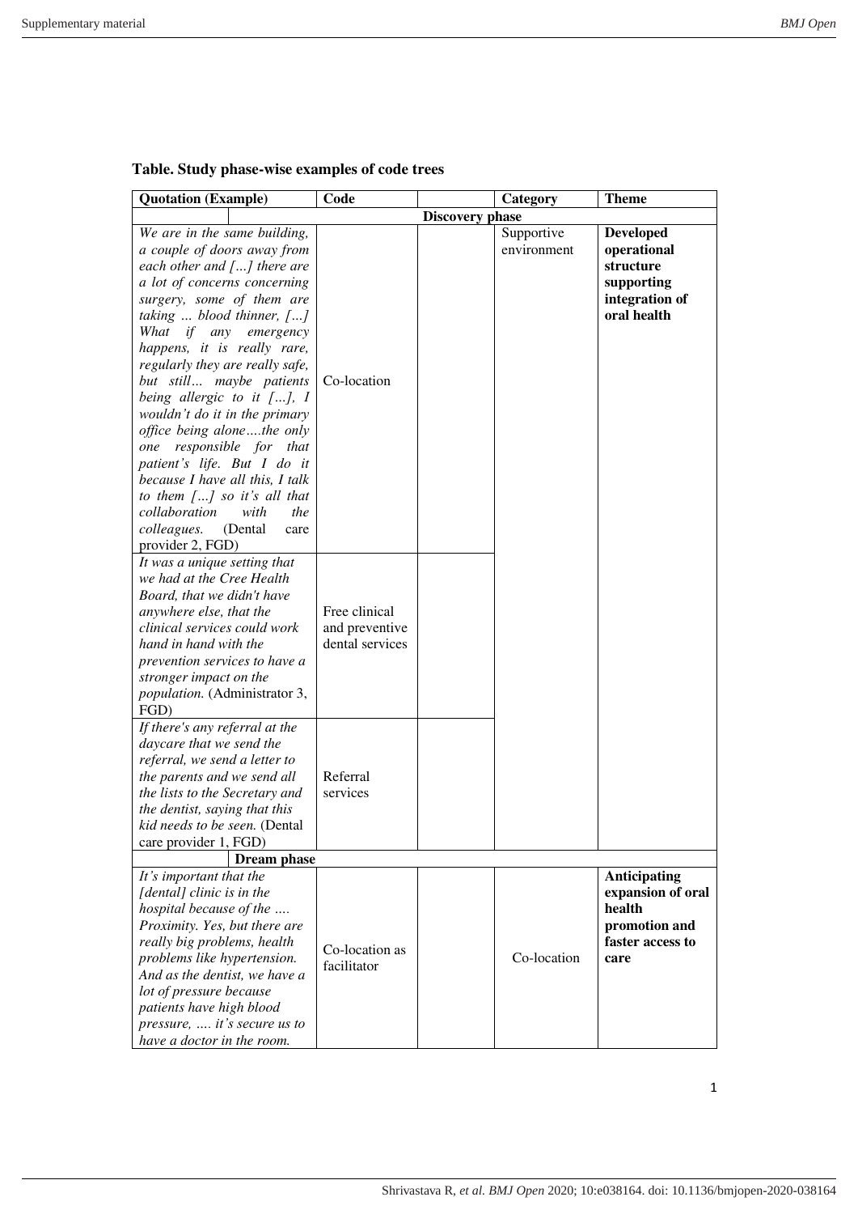**Table. Study phase-wise examples of code trees**

| Quotation (Example) | Code | | Category | Theme |
|---|---|---|---|---|
| | | **Discovery phase** | | |
| *We are in the same building, a couple of doors away from each other and […] there are a lot of concerns concerning surgery, some of them are taking … blood thinner, […] What if any emergency happens, it is really rare, regularly they are really safe, but still… maybe patients being allergic to it […], I wouldn't do it in the primary office being alone….the only one responsible for that patient's life. But I do it because I have all this, I talk to them […] so it's all that collaboration with the colleagues.* (Dental care provider 2, FGD) | Co-location | | Supportive environment | **Developed operational structure supporting integration of oral health** |
| *It was a unique setting that we had at the Cree Health Board, that we didn't have anywhere else, that the clinical services could work hand in hand with the prevention services to have a stronger impact on the population.* (Administrator 3, FGD) | Free clinical and preventive dental services | | | |
| *If there's any referral at the daycare that we send the referral, we send a letter to the parents and we send all the lists to the Secretary and the dentist, saying that this kid needs to be seen.* (Dental care provider 1, FGD) | Referral services | | | |
| | **Dream phase** | | | |
| *It's important that the [dental] clinic is in the hospital because of the …. Proximity. Yes, but there are really big problems, health problems like hypertension. And as the dentist, we have a lot of pressure because patients have high blood pressure, …. it's secure us to have a doctor in the room.* | Co-location as facilitator | | Co-location | **Anticipating expansion of oral health promotion and faster access to care** |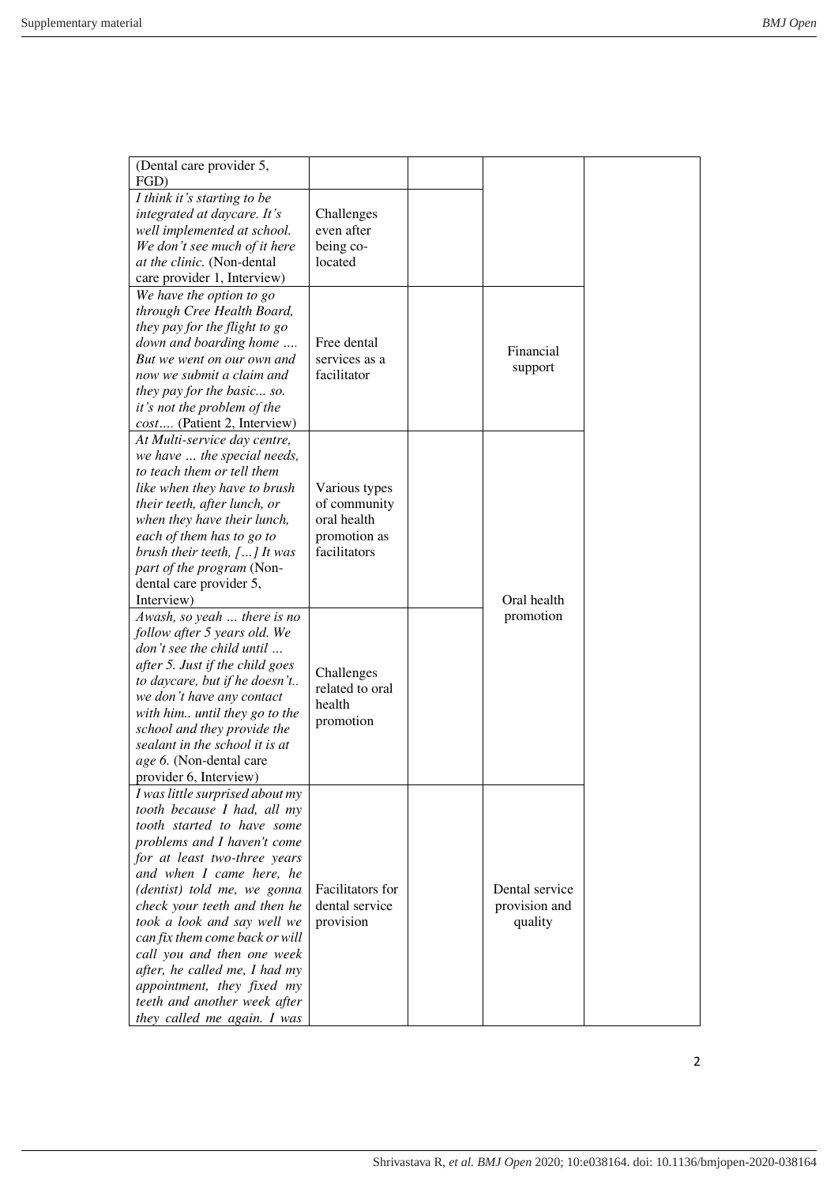| | | | | |
|---|---|---|---|---|
| (Dental care provider 5, FGD) | | | | |
| *I think it's starting to be integrated at daycare. It's well implemented at school. We don't see much of it here at the clinic.* (Non-dental care provider 1, Interview) | Challenges even after being co-located | | | |
| *We have the option to go through Cree Health Board, they pay for the flight to go down and boarding home …. But we went on our own and now we submit a claim and they pay for the basic... so. it's not the problem of the cost….* (Patient 2, Interview) | Free dental services as a facilitator | | Financial support | |
| *At Multi-service day centre, we have … the special needs, to teach them or tell them like when they have to brush their teeth, after lunch, or when they have their lunch, each of them has to go to brush their teeth, […] It was part of the program* (Non-dental care provider 5, Interview) | Various types of community oral health promotion as facilitators | | Oral health promotion | |
| *Awash, so yeah … there is no follow after 5 years old. We don't see the child until … after 5. Just if the child goes to daycare, but if he doesn't.. we don't have any contact with him.. until they go to the school and they provide the sealant in the school it is at age 6.* (Non-dental care provider 6, Interview) | Challenges related to oral health promotion | | | |
| *I was little surprised about my tooth because I had, all my tooth started to have some problems and I haven't come for at least two-three years and when I came here, he (dentist) told me, we gonna check your teeth and then he took a look and say well we can fix them come back or will call you and then one week after, he called me, I had my appointment, they fixed my teeth and another week after they called me again. I was* | Facilitators for dental service provision | | Dental service provision and quality | |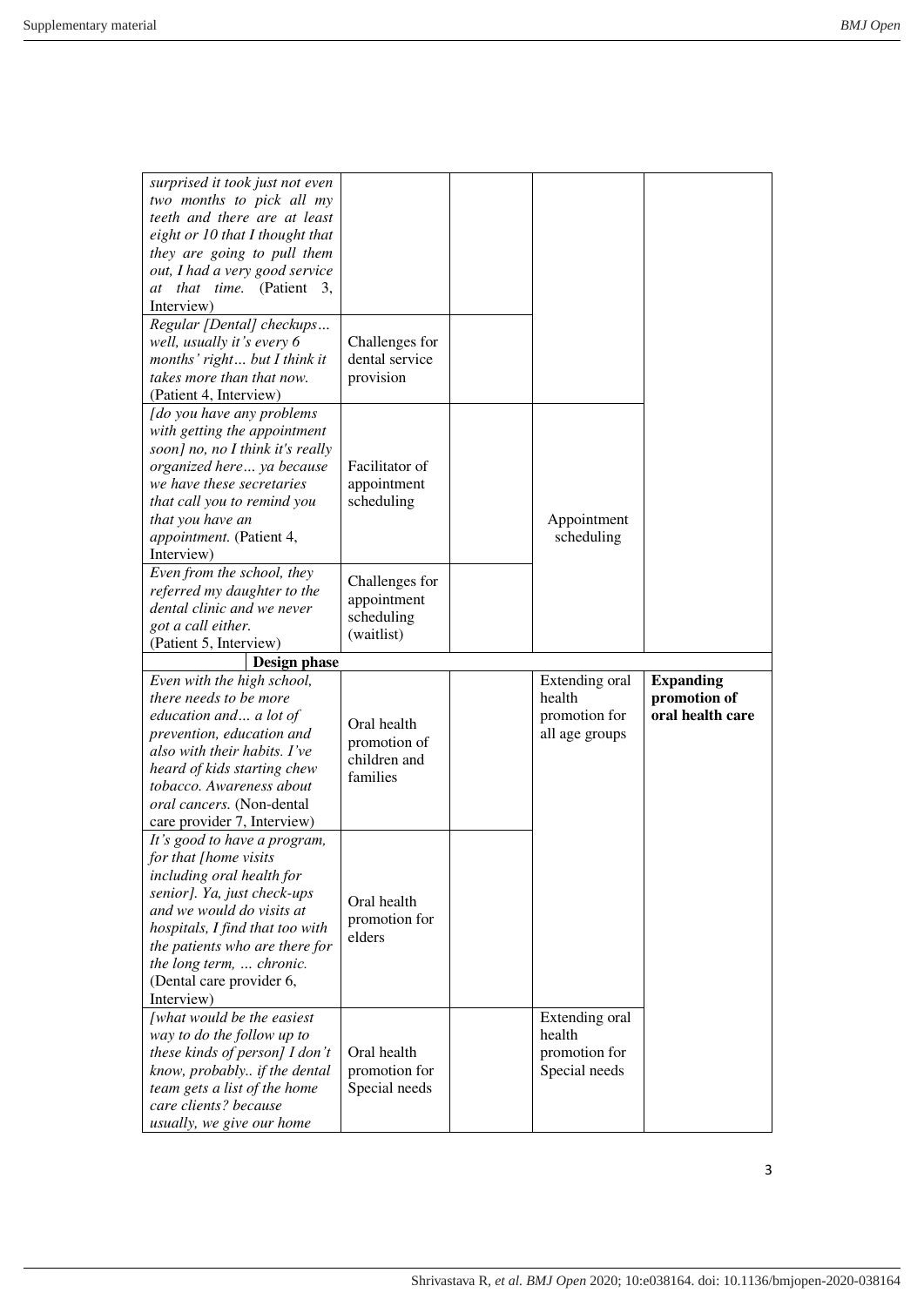| | | | | |
|---|---|---|---|---|
| *surprised it took just not even two months to pick all my teeth and there are at least eight or 10 that I thought that they are going to pull them out, I had a very good service at that time.* (Patient 3, Interview) | | | | |
| *Regular [Dental] checkups… well, usually it's every 6 months' right… but I think it takes more than that now.* (Patient 4, Interview) | Challenges for dental service provision | | | |
| *[do you have any problems with getting the appointment soon] no, no I think it's really organized here… ya because we have these secretaries that call you to remind you that you have an appointment.* (Patient 4, Interview) | Facilitator of appointment scheduling | | Appointment scheduling | |
| *Even from the school, they referred my daughter to the dental clinic and we never got a call either.* (Patient 5, Interview) | Challenges for appointment scheduling (waitlist) | | | |
| **Design phase** | | | | |
| *Even with the high school, there needs to be more education and… a lot of prevention, education and also with their habits. I've heard of kids starting chew tobacco. Awareness about oral cancers.* (Non-dental care provider 7, Interview) | Oral health promotion of children and families | | Extending oral health promotion for all age groups | **Expanding promotion of oral health care** |
| *It's good to have a program, for that [home visits including oral health for senior]. Ya, just check-ups and we would do visits at hospitals, I find that too with the patients who are there for the long term, … chronic.* (Dental care provider 6, Interview) | Oral health promotion for elders | | | |
| *[what would be the easiest way to do the follow up to these kinds of person] I don't know, probably.. if the dental team gets a list of the home care clients? because usually, we give our home* | Oral health promotion for Special needs | | Extending oral health promotion for Special needs | |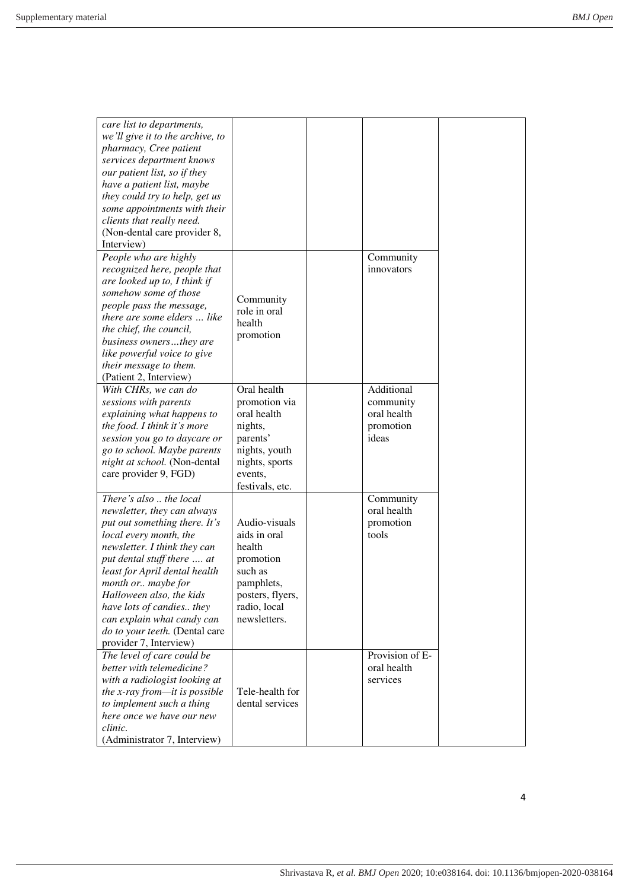| | | | | |
|---|---|---|---|---|
| *care list to departments, we'll give it to the archive, to pharmacy, Cree patient services department knows our patient list, so if they have a patient list, maybe they could try to help, get us some appointments with their clients that really need.* (Non-dental care provider 8, Interview) | | | | |
| *People who are highly recognized here, people that are looked up to, I think if somehow some of those people pass the message, there are some elders ... like the chief, the council, business owners…they are like powerful voice to give their message to them.* (Patient 2, Interview) | Community role in oral health promotion | | Community innovators | |
| *With CHRs, we can do sessions with parents explaining what happens to the food. I think it's more session you go to daycare or go to school. Maybe parents night at school.* (Non-dental care provider 9, FGD) | Oral health promotion via oral health nights, parents' nights, youth nights, sports events, festivals, etc. | | Additional community oral health promotion ideas | |
| *There's also .. the local newsletter, they can always put out something there. It's local every month, the newsletter. I think they can put dental stuff there …. at least for April dental health month or.. maybe for Halloween also, the kids have lots of candies.. they can explain what candy can do to your teeth.* (Dental care provider 7, Interview) | Audio-visuals aids in oral health promotion such as pamphlets, posters, flyers, radio, local newsletters. | | Community oral health promotion tools | |
| *The level of care could be better with telemedicine? with a radiologist looking at the x-ray from—it is possible to implement such a thing here once we have our new clinic.* (Administrator 7, Interview) | Tele-health for dental services | | Provision of E-oral health services | |